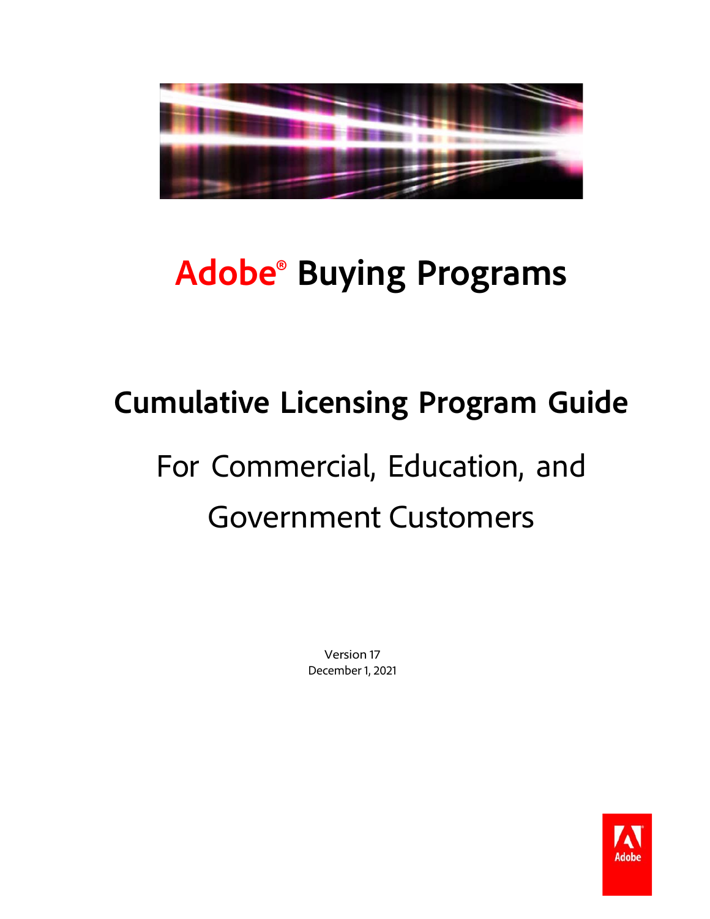# Adobe® Buying Programs

## Cumulative Licensing Program Guide

For Commercial, Education, and Government Customers

Version 17
December 1, 2021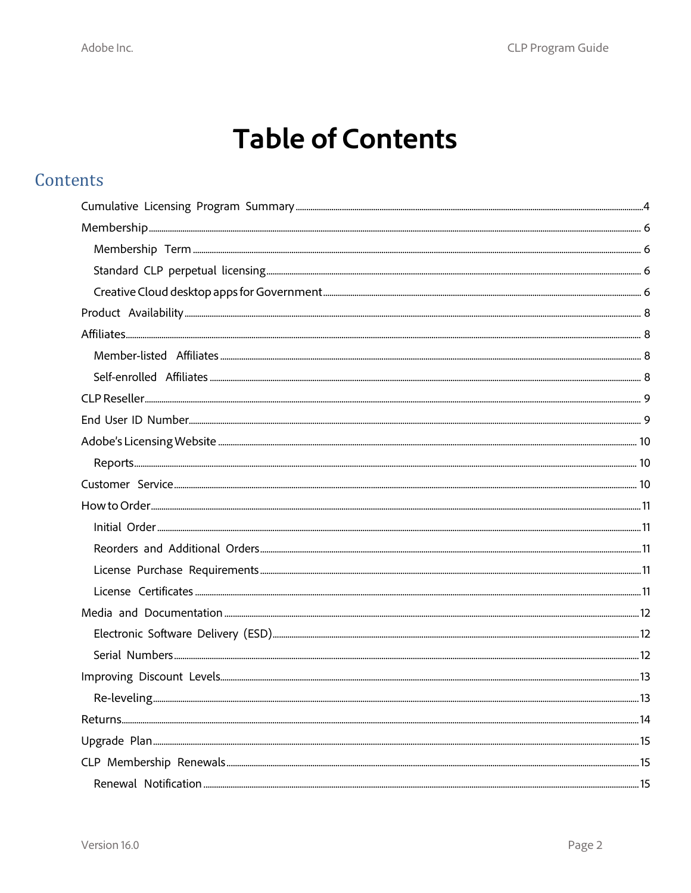# Table of Contents

## Contents

- Cumulative Licensing Program Summary ... 4
- Membership ... 6
  - Membership Term ... 6
  - Standard CLP perpetual licensing ... 6
  - Creative Cloud desktop apps for Government ... 6
- Product Availability ... 8
- Affiliates ... 8
  - Member-listed Affiliates ... 8
  - Self-enrolled Affiliates ... 8
- CLP Reseller ... 9
- End User ID Number ... 9
- Adobe's Licensing Website ... 10
  - Reports ... 10
- Customer Service ... 10
- How to Order ... 11
  - Initial Order ... 11
  - Reorders and Additional Orders ... 11
  - License Purchase Requirements ... 11
  - License Certificates ... 11
- Media and Documentation ... 12
  - Electronic Software Delivery (ESD) ... 12
  - Serial Numbers ... 12
- Improving Discount Levels ... 13
  - Re-leveling ... 13
- Returns ... 14
- Upgrade Plan ... 15
- CLP Membership Renewals ... 15
  - Renewal Notification ... 15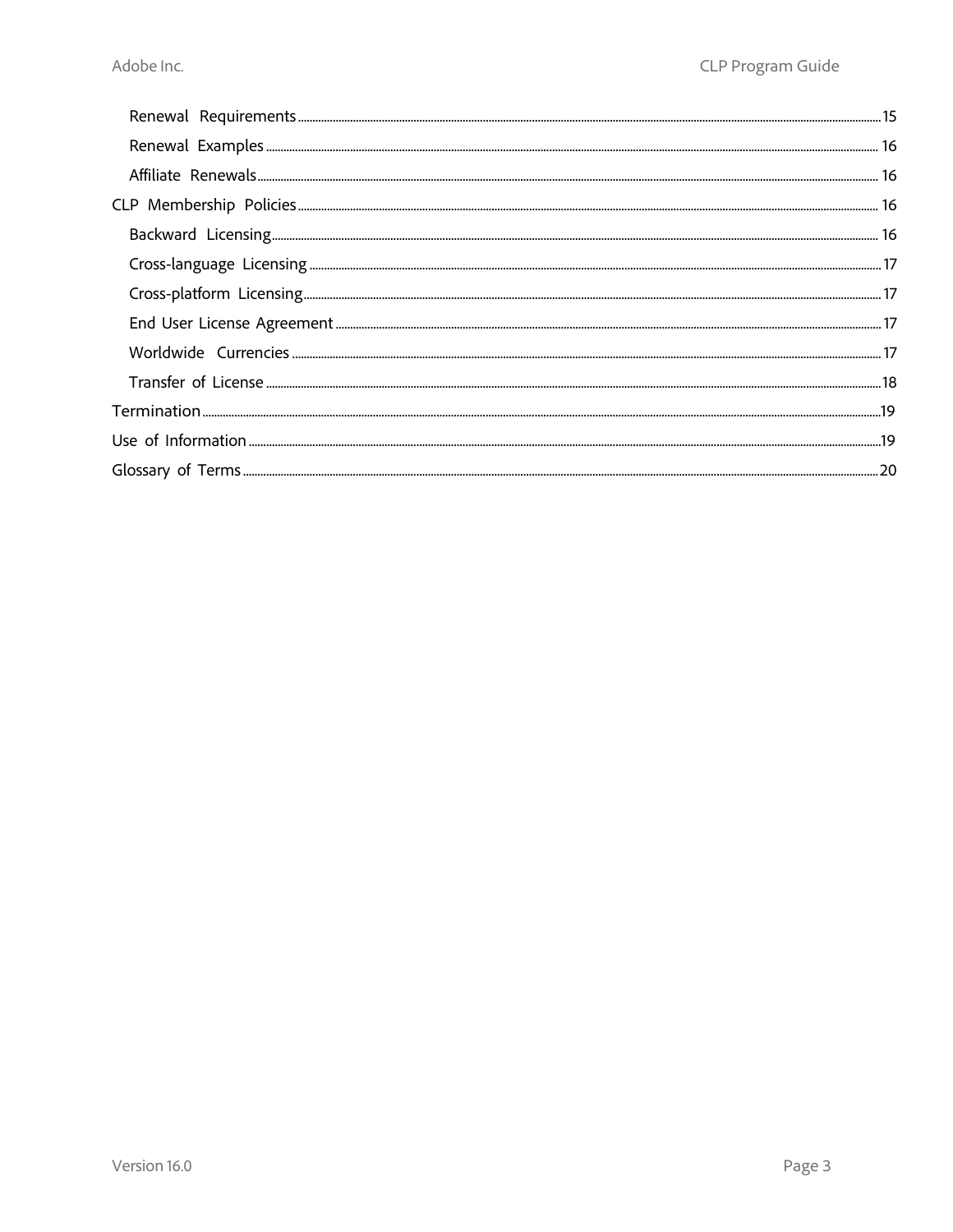- Renewal Requirements ... 15
- Renewal Examples ... 16
- Affiliate Renewals ... 16

CLP Membership Policies ... 16

- Backward Licensing ... 16
- Cross-language Licensing ... 17
- Cross-platform Licensing ... 17
- End User License Agreement ... 17
- Worldwide Currencies ... 17
- Transfer of License ... 18

Termination ... 19

Use of Information ... 19

Glossary of Terms ... 20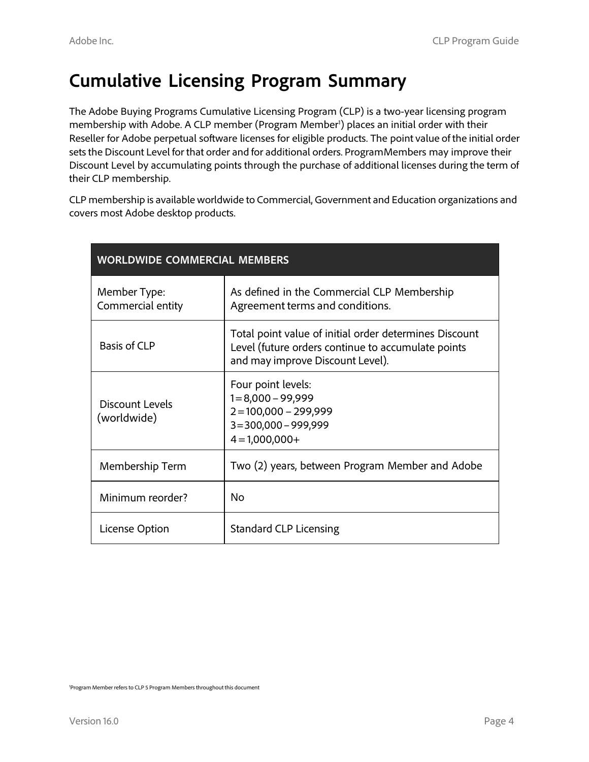# Cumulative Licensing Program Summary

The Adobe Buying Programs Cumulative Licensing Program (CLP) is a two-year licensing program membership with Adobe. A CLP member (Program Member[1]) places an initial order with their Reseller for Adobe perpetual software licenses for eligible products. The point value of the initial order sets the Discount Level for that order and for additional orders. ProgramMembers may improve their Discount Level by accumulating points through the purchase of additional licenses during the term of their CLP membership.

CLP membership is available worldwide to Commercial, Government and Education organizations and covers most Adobe desktop products.

| WORLDWIDE COMMERCIAL MEMBERS | |
|---|---|
| Member Type: Commercial entity | As defined in the Commercial CLP Membership Agreement terms and conditions. |
| Basis of CLP | Total point value of initial order determines Discount Level (future orders continue to accumulate points and may improve Discount Level). |
| Discount Levels (worldwide) | Four point levels:<br>1 = 8,000 – 99,999<br>2 = 100,000 – 299,999<br>3 = 300,000 – 999,999<br>4 = 1,000,000+ |
| Membership Term | Two (2) years, between Program Member and Adobe |
| Minimum reorder? | No |
| License Option | Standard CLP Licensing |

[1]Program Member refers to CLP 5 Program Members throughout this document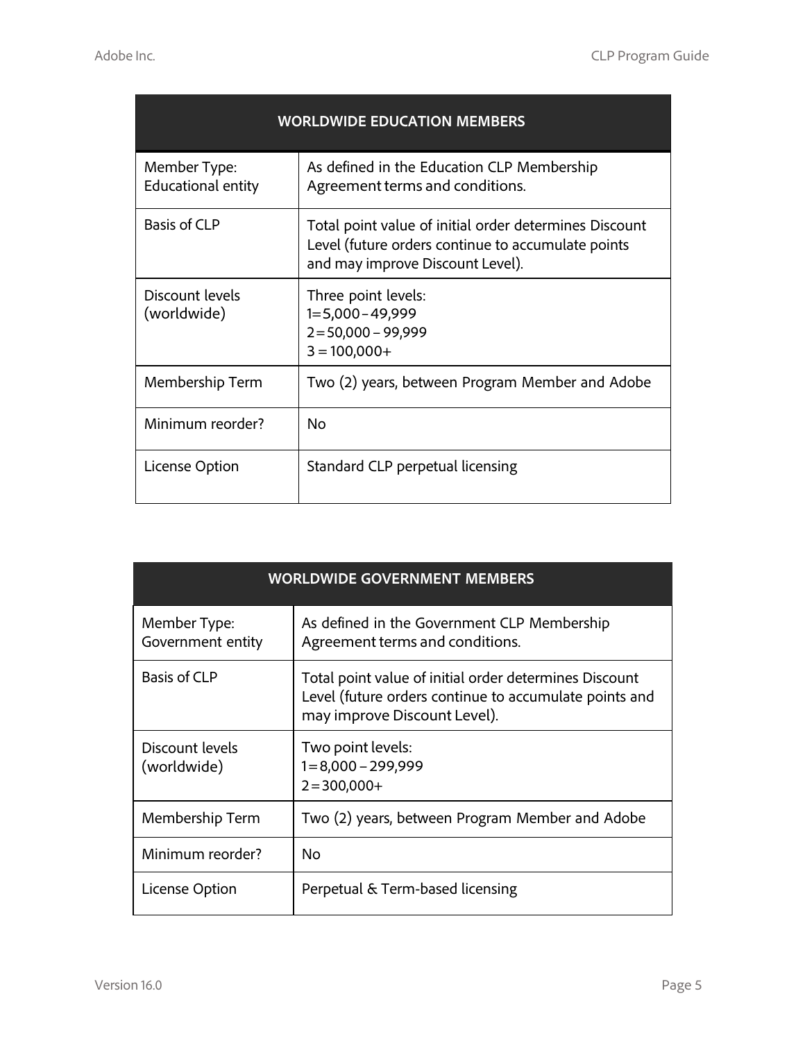| WORLDWIDE EDUCATION MEMBERS | |
|---|---|
| Member Type: Educational entity | As defined in the Education CLP Membership Agreement terms and conditions. |
| Basis of CLP | Total point value of initial order determines Discount Level (future orders continue to accumulate points and may improve Discount Level). |
| Discount levels (worldwide) | Three point levels:<br>1=5,000 – 49,999<br>2=50,000 – 99,999<br>3 = 100,000+ |
| Membership Term | Two (2) years, between Program Member and Adobe |
| Minimum reorder? | No |
| License Option | Standard CLP perpetual licensing |

| WORLDWIDE GOVERNMENT MEMBERS | |
|---|---|
| Member Type: Government entity | As defined in the Government CLP Membership Agreement terms and conditions. |
| Basis of CLP | Total point value of initial order determines Discount Level (future orders continue to accumulate points and may improve Discount Level). |
| Discount levels (worldwide) | Two point levels:<br>1=8,000 – 299,999<br>2=300,000+ |
| Membership Term | Two (2) years, between Program Member and Adobe |
| Minimum reorder? | No |
| License Option | Perpetual & Term-based licensing |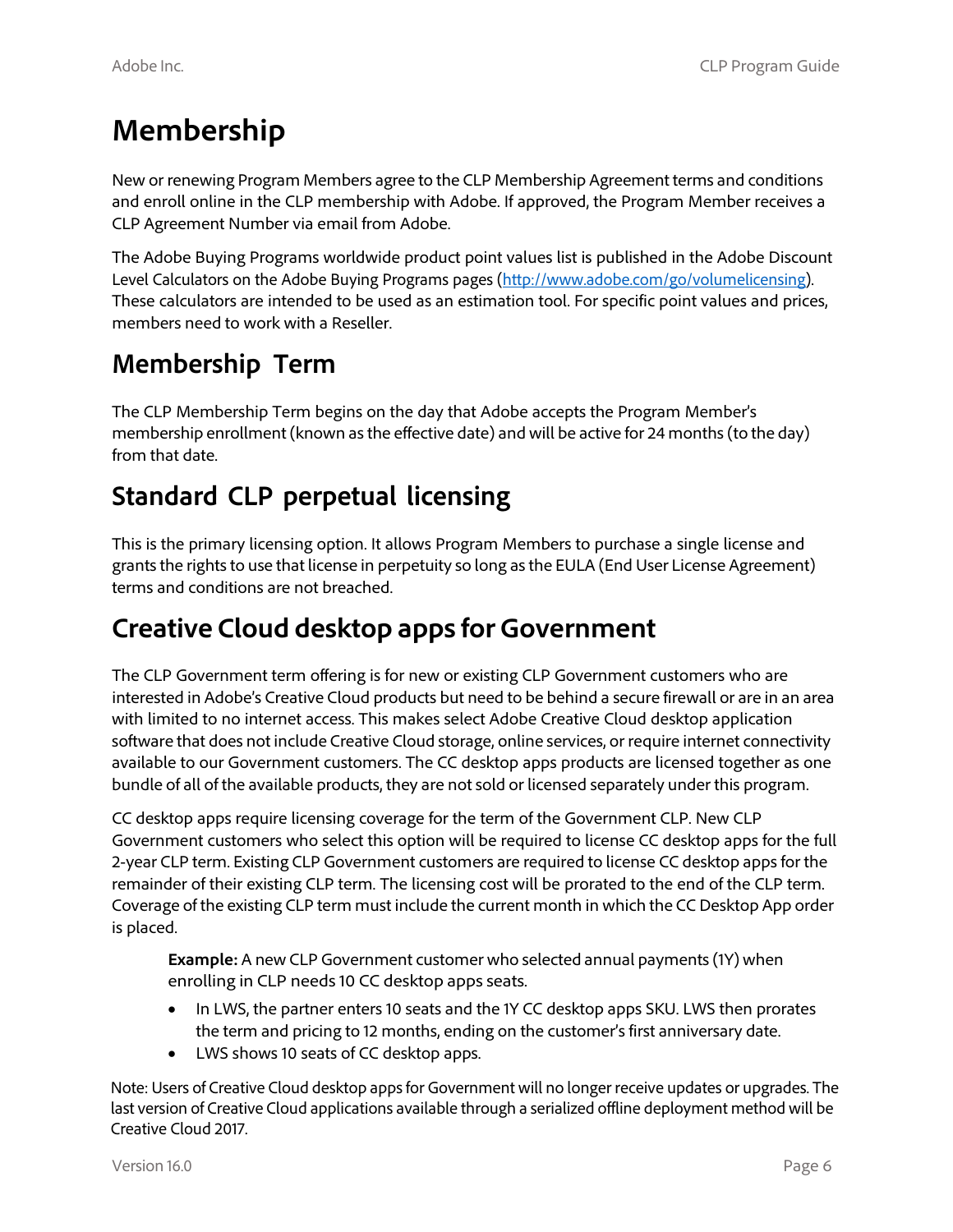# Membership

New or renewing Program Members agree to the CLP Membership Agreement terms and conditions and enroll online in the CLP membership with Adobe. If approved, the Program Member receives a CLP Agreement Number via email from Adobe.

The Adobe Buying Programs worldwide product point values list is published in the Adobe Discount Level Calculators on the Adobe Buying Programs pages (http://www.adobe.com/go/volumelicensing). These calculators are intended to be used as an estimation tool. For specific point values and prices, members need to work with a Reseller.

## Membership Term

The CLP Membership Term begins on the day that Adobe accepts the Program Member's membership enrollment (known as the effective date) and will be active for 24 months (to the day) from that date.

## Standard CLP perpetual licensing

This is the primary licensing option. It allows Program Members to purchase a single license and grants the rights to use that license in perpetuity so long as the EULA (End User License Agreement) terms and conditions are not breached.

## Creative Cloud desktop apps for Government

The CLP Government term offering is for new or existing CLP Government customers who are interested in Adobe's Creative Cloud products but need to be behind a secure firewall or are in an area with limited to no internet access. This makes select Adobe Creative Cloud desktop application software that does not include Creative Cloud storage, online services, or require internet connectivity available to our Government customers. The CC desktop apps products are licensed together as one bundle of all of the available products, they are not sold or licensed separately under this program.

CC desktop apps require licensing coverage for the term of the Government CLP. New CLP Government customers who select this option will be required to license CC desktop apps for the full 2-year CLP term. Existing CLP Government customers are required to license CC desktop apps for the remainder of their existing CLP term. The licensing cost will be prorated to the end of the CLP term. Coverage of the existing CLP term must include the current month in which the CC Desktop App order is placed.

> **Example:** A new CLP Government customer who selected annual payments (1Y) when enrolling in CLP needs 10 CC desktop apps seats.
>
> - In LWS, the partner enters 10 seats and the 1Y CC desktop apps SKU. LWS then prorates the term and pricing to 12 months, ending on the customer's first anniversary date.
> - LWS shows 10 seats of CC desktop apps.

Note: Users of Creative Cloud desktop apps for Government will no longer receive updates or upgrades. The last version of Creative Cloud applications available through a serialized offline deployment method will be Creative Cloud 2017.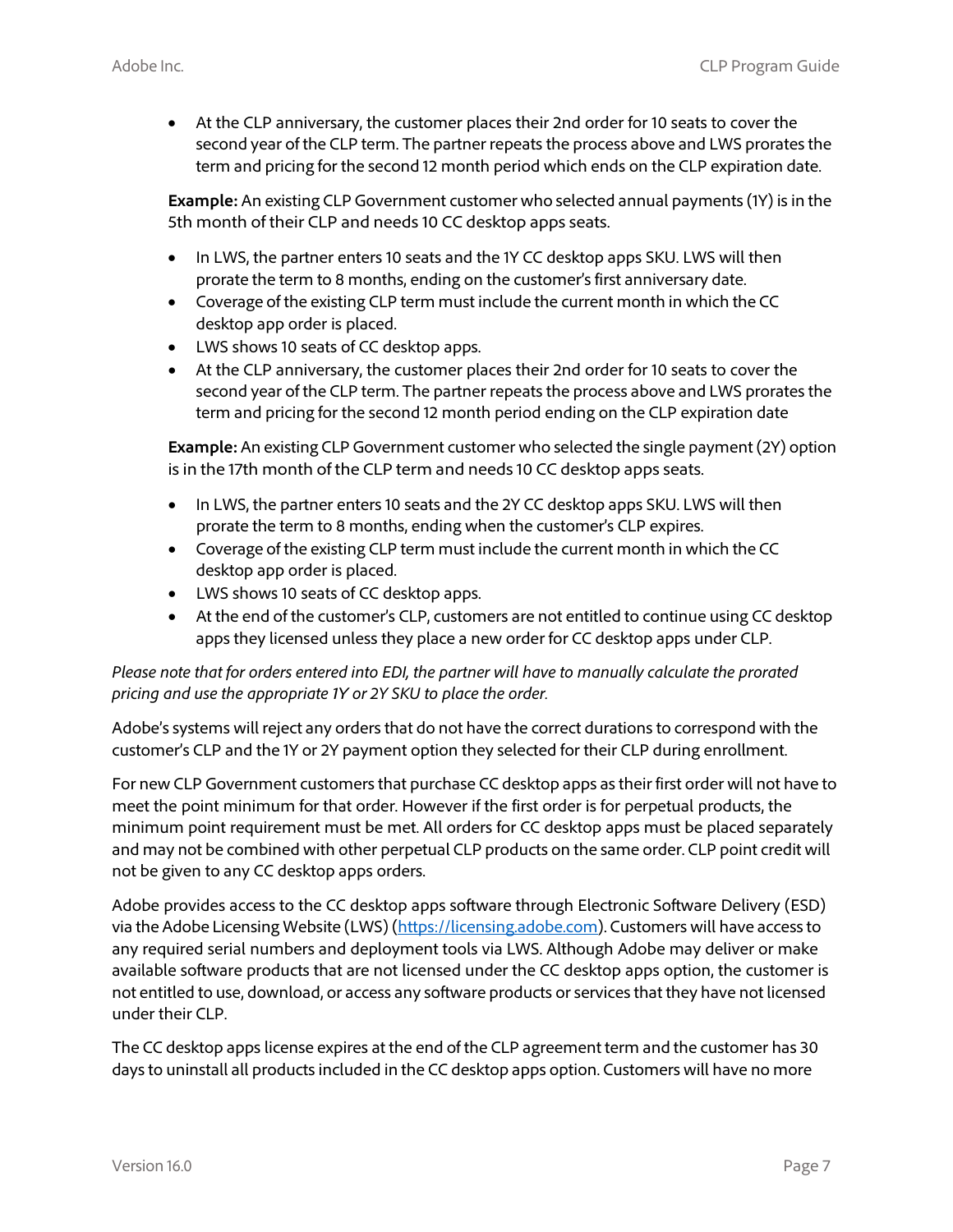- At the CLP anniversary, the customer places their 2nd order for 10 seats to cover the second year of the CLP term. The partner repeats the process above and LWS prorates the term and pricing for the second 12 month period which ends on the CLP expiration date.

**Example:** An existing CLP Government customer who selected annual payments (1Y) is in the 5th month of their CLP and needs 10 CC desktop apps seats.

- In LWS, the partner enters 10 seats and the 1Y CC desktop apps SKU. LWS will then prorate the term to 8 months, ending on the customer's first anniversary date.
- Coverage of the existing CLP term must include the current month in which the CC desktop app order is placed.
- LWS shows 10 seats of CC desktop apps.
- At the CLP anniversary, the customer places their 2nd order for 10 seats to cover the second year of the CLP term. The partner repeats the process above and LWS prorates the term and pricing for the second 12 month period ending on the CLP expiration date

**Example:** An existing CLP Government customer who selected the single payment (2Y) option is in the 17th month of the CLP term and needs 10 CC desktop apps seats.

- In LWS, the partner enters 10 seats and the 2Y CC desktop apps SKU. LWS will then prorate the term to 8 months, ending when the customer's CLP expires.
- Coverage of the existing CLP term must include the current month in which the CC desktop app order is placed.
- LWS shows 10 seats of CC desktop apps.
- At the end of the customer's CLP, customers are not entitled to continue using CC desktop apps they licensed unless they place a new order for CC desktop apps under CLP.

*Please note that for orders entered into EDI, the partner will have to manually calculate the prorated pricing and use the appropriate 1Y or 2Y SKU to place the order.*

Adobe's systems will reject any orders that do not have the correct durations to correspond with the customer's CLP and the 1Y or 2Y payment option they selected for their CLP during enrollment.

For new CLP Government customers that purchase CC desktop apps as their first order will not have to meet the point minimum for that order. However if the first order is for perpetual products, the minimum point requirement must be met. All orders for CC desktop apps must be placed separately and may not be combined with other perpetual CLP products on the same order. CLP point credit will not be given to any CC desktop apps orders.

Adobe provides access to the CC desktop apps software through Electronic Software Delivery (ESD) via the Adobe Licensing Website (LWS) (https://licensing.adobe.com). Customers will have access to any required serial numbers and deployment tools via LWS. Although Adobe may deliver or make available software products that are not licensed under the CC desktop apps option, the customer is not entitled to use, download, or access any software products or services that they have not licensed under their CLP.

The CC desktop apps license expires at the end of the CLP agreement term and the customer has 30 days to uninstall all products included in the CC desktop apps option. Customers will have no more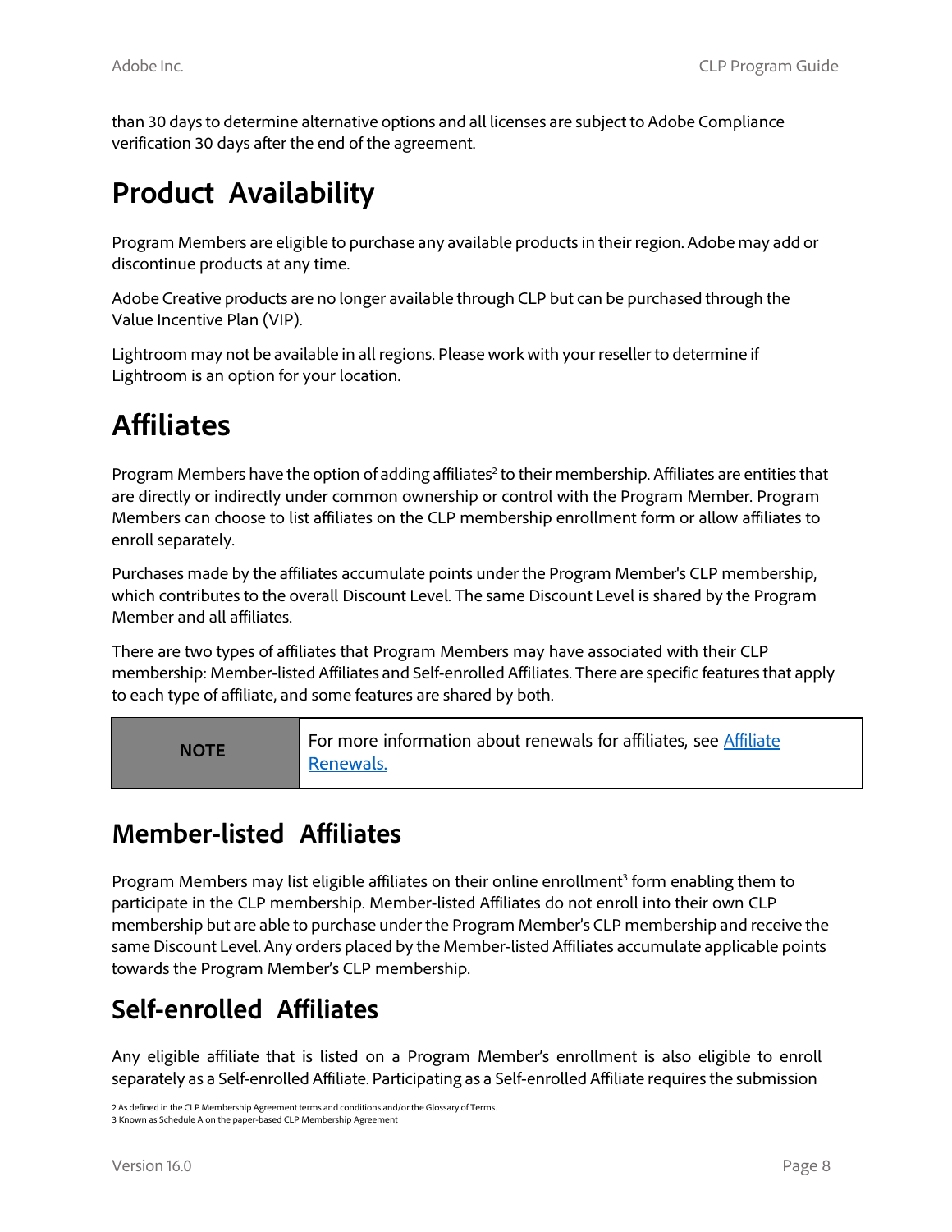than 30 days to determine alternative options and all licenses are subject to Adobe Compliance verification 30 days after the end of the agreement.

# Product Availability

Program Members are eligible to purchase any available products in their region. Adobe may add or discontinue products at any time.

Adobe Creative products are no longer available through CLP but can be purchased through the Value Incentive Plan (VIP).

Lightroom may not be available in all regions. Please work with your reseller to determine if Lightroom is an option for your location.

# Affiliates

Program Members have the option of adding affiliates[2] to their membership. Affiliates are entities that are directly or indirectly under common ownership or control with the Program Member. Program Members can choose to list affiliates on the CLP membership enrollment form or allow affiliates to enroll separately.

Purchases made by the affiliates accumulate points under the Program Member's CLP membership, which contributes to the overall Discount Level. The same Discount Level is shared by the Program Member and all affiliates.

There are two types of affiliates that Program Members may have associated with their CLP membership: Member-listed Affiliates and Self-enrolled Affiliates. There are specific features that apply to each type of affiliate, and some features are shared by both.

| **NOTE** | For more information about renewals for affiliates, see Affiliate Renewals. |
|---|---|

## Member-listed Affiliates

Program Members may list eligible affiliates on their online enrollment[3] form enabling them to participate in the CLP membership. Member-listed Affiliates do not enroll into their own CLP membership but are able to purchase under the Program Member's CLP membership and receive the same Discount Level. Any orders placed by the Member-listed Affiliates accumulate applicable points towards the Program Member's CLP membership.

## Self-enrolled Affiliates

Any eligible affiliate that is listed on a Program Member's enrollment is also eligible to enroll separately as a Self-enrolled Affiliate. Participating as a Self-enrolled Affiliate requires the submission

2 As defined in the CLP Membership Agreement terms and conditions and/or the Glossary of Terms.
3 Known as Schedule A on the paper-based CLP Membership Agreement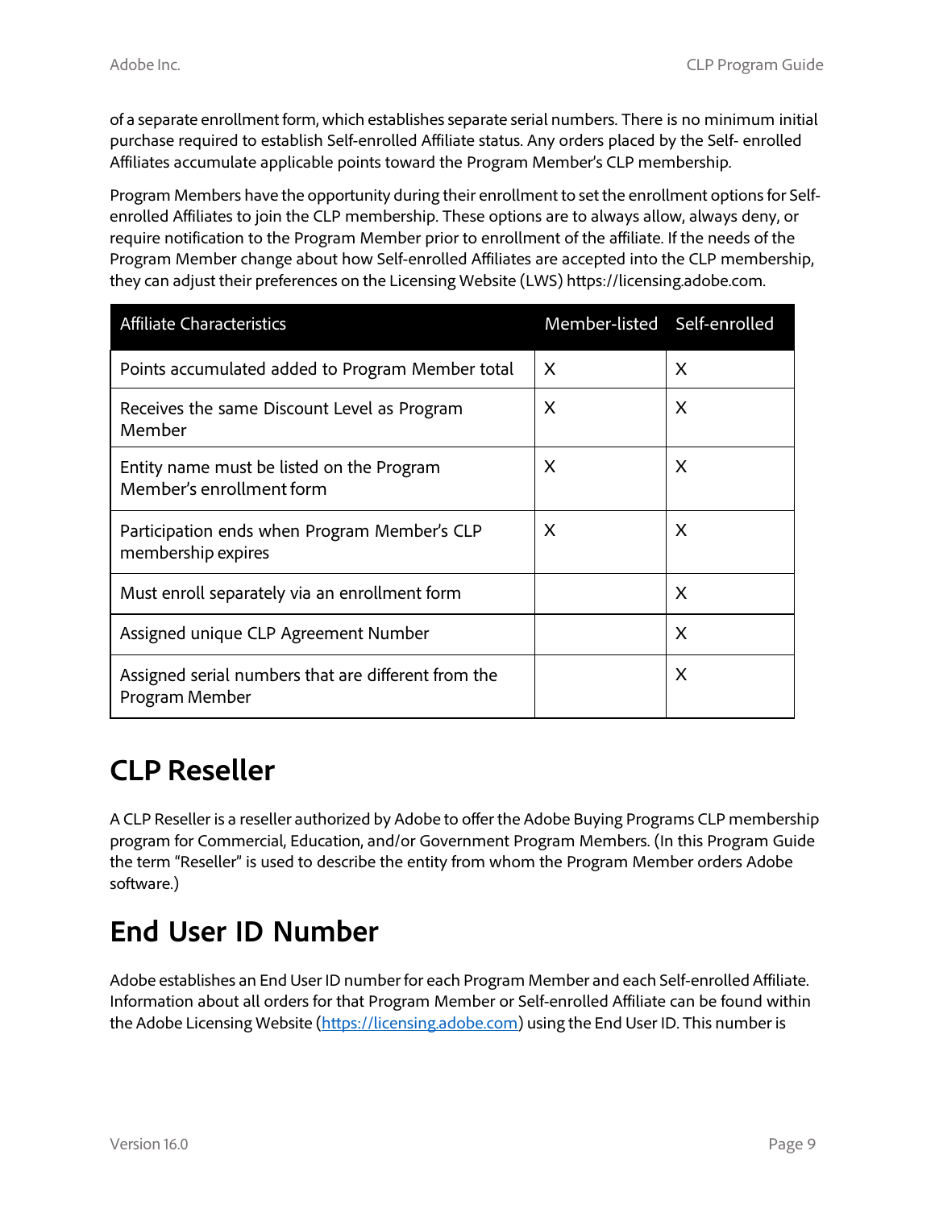of a separate enrollment form, which establishes separate serial numbers. There is no minimum initial purchase required to establish Self-enrolled Affiliate status. Any orders placed by the Self- enrolled Affiliates accumulate applicable points toward the Program Member's CLP membership.

Program Members have the opportunity during their enrollment to set the enrollment options for Self-enrolled Affiliates to join the CLP membership. These options are to always allow, always deny, or require notification to the Program Member prior to enrollment of the affiliate. If the needs of the Program Member change about how Self-enrolled Affiliates are accepted into the CLP membership, they can adjust their preferences on the Licensing Website (LWS) https://licensing.adobe.com.

| Affiliate Characteristics | Member-listed | Self-enrolled |
|---|---|---|
| Points accumulated added to Program Member total | X | X |
| Receives the same Discount Level as Program Member | X | X |
| Entity name must be listed on the Program Member's enrollment form | X | X |
| Participation ends when Program Member's CLP membership expires | X | X |
| Must enroll separately via an enrollment form | | X |
| Assigned unique CLP Agreement Number | | X |
| Assigned serial numbers that are different from the Program Member | | X |

# CLP Reseller

A CLP Reseller is a reseller authorized by Adobe to offer the Adobe Buying Programs CLP membership program for Commercial, Education, and/or Government Program Members. (In this Program Guide the term "Reseller" is used to describe the entity from whom the Program Member orders Adobe software.)

# End User ID Number

Adobe establishes an End User ID number for each Program Member and each Self-enrolled Affiliate. Information about all orders for that Program Member or Self-enrolled Affiliate can be found within the Adobe Licensing Website (https://licensing.adobe.com) using the End User ID. This number is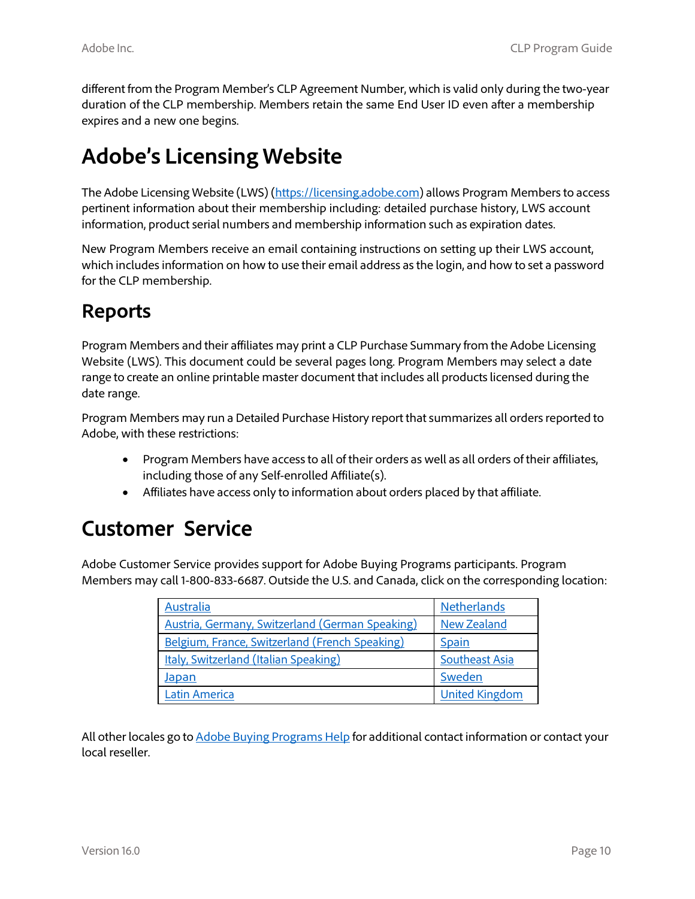different from the Program Member's CLP Agreement Number, which is valid only during the two-year duration of the CLP membership. Members retain the same End User ID even after a membership expires and a new one begins.

# Adobe's Licensing Website

The Adobe Licensing Website (LWS) ([https://licensing.adobe.com](https://licensing.adobe.com)) allows Program Members to access pertinent information about their membership including: detailed purchase history, LWS account information, product serial numbers and membership information such as expiration dates.

New Program Members receive an email containing instructions on setting up their LWS account, which includes information on how to use their email address as the login, and how to set a password for the CLP membership.

## Reports

Program Members and their affiliates may print a CLP Purchase Summary from the Adobe Licensing Website (LWS). This document could be several pages long. Program Members may select a date range to create an online printable master document that includes all products licensed during the date range.

Program Members may run a Detailed Purchase History report that summarizes all orders reported to Adobe, with these restrictions:

- Program Members have access to all of their orders as well as all orders of their affiliates, including those of any Self-enrolled Affiliate(s).
- Affiliates have access only to information about orders placed by that affiliate.

# Customer Service

Adobe Customer Service provides support for Adobe Buying Programs participants. Program Members may call 1-800-833-6687. Outside the U.S. and Canada, click on the corresponding location:

| | |
|---|---|
| Australia | Netherlands |
| Austria, Germany, Switzerland (German Speaking) | New Zealand |
| Belgium, France, Switzerland (French Speaking) | Spain |
| Italy, Switzerland (Italian Speaking) | Southeast Asia |
| Japan | Sweden |
| Latin America | United Kingdom |

All other locales go to Adobe Buying Programs Help for additional contact information or contact your local reseller.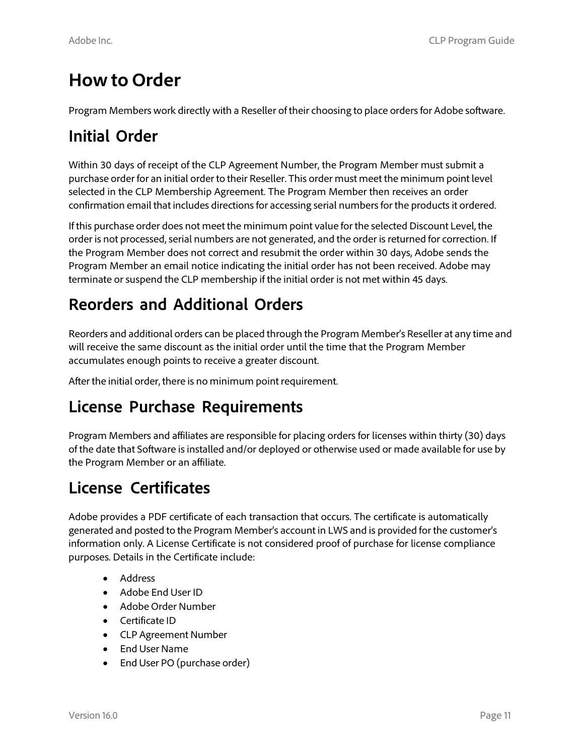# How to Order

Program Members work directly with a Reseller of their choosing to place orders for Adobe software.

## Initial Order

Within 30 days of receipt of the CLP Agreement Number, the Program Member must submit a purchase order for an initial order to their Reseller. This order must meet the minimum point level selected in the CLP Membership Agreement. The Program Member then receives an order confirmation email that includes directions for accessing serial numbers for the products it ordered.

If this purchase order does not meet the minimum point value for the selected Discount Level, the order is not processed, serial numbers are not generated, and the order is returned for correction. If the Program Member does not correct and resubmit the order within 30 days, Adobe sends the Program Member an email notice indicating the initial order has not been received. Adobe may terminate or suspend the CLP membership if the initial order is not met within 45 days.

## Reorders and Additional Orders

Reorders and additional orders can be placed through the Program Member's Reseller at any time and will receive the same discount as the initial order until the time that the Program Member accumulates enough points to receive a greater discount.

After the initial order, there is no minimum point requirement.

## License Purchase Requirements

Program Members and affiliates are responsible for placing orders for licenses within thirty (30) days of the date that Software is installed and/or deployed or otherwise used or made available for use by the Program Member or an affiliate.

## License Certificates

Adobe provides a PDF certificate of each transaction that occurs. The certificate is automatically generated and posted to the Program Member's account in LWS and is provided for the customer's information only. A License Certificate is not considered proof of purchase for license compliance purposes. Details in the Certificate include:

- Address
- Adobe End User ID
- Adobe Order Number
- Certificate ID
- CLP Agreement Number
- End User Name
- End User PO (purchase order)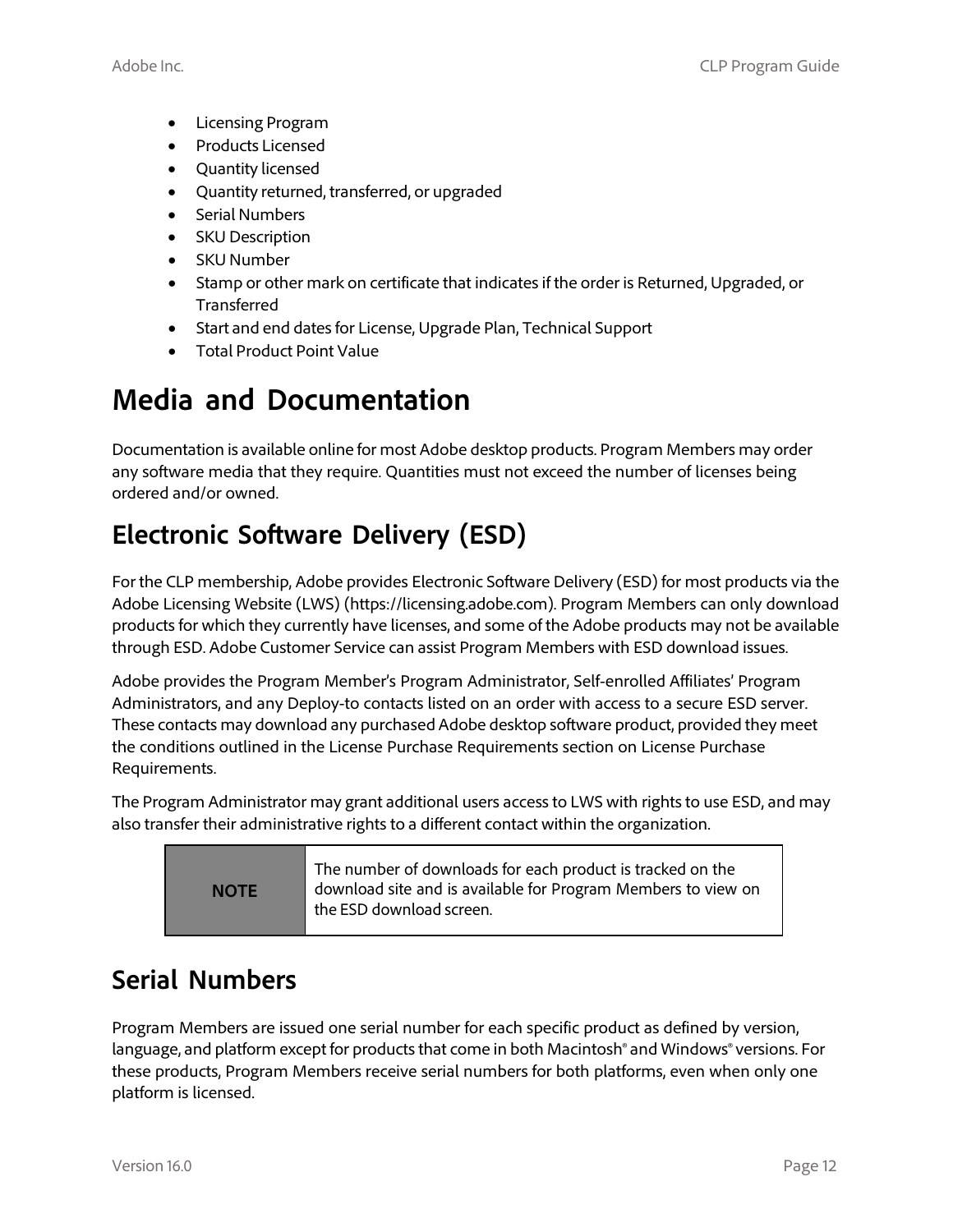- Licensing Program
- Products Licensed
- Quantity licensed
- Quantity returned, transferred, or upgraded
- Serial Numbers
- SKU Description
- SKU Number
- Stamp or other mark on certificate that indicates if the order is Returned, Upgraded, or Transferred
- Start and end dates for License, Upgrade Plan, Technical Support
- Total Product Point Value

# Media and Documentation

Documentation is available online for most Adobe desktop products. Program Members may order any software media that they require. Quantities must not exceed the number of licenses being ordered and/or owned.

## Electronic Software Delivery (ESD)

For the CLP membership, Adobe provides Electronic Software Delivery (ESD) for most products via the Adobe Licensing Website (LWS) (https://licensing.adobe.com). Program Members can only download products for which they currently have licenses, and some of the Adobe products may not be available through ESD. Adobe Customer Service can assist Program Members with ESD download issues.

Adobe provides the Program Member's Program Administrator, Self-enrolled Affiliates' Program Administrators, and any Deploy-to contacts listed on an order with access to a secure ESD server. These contacts may download any purchased Adobe desktop software product, provided they meet the conditions outlined in the License Purchase Requirements section on License Purchase Requirements.

The Program Administrator may grant additional users access to LWS with rights to use ESD, and may also transfer their administrative rights to a different contact within the organization.

| NOTE | The number of downloads for each product is tracked on the download site and is available for Program Members to view on the ESD download screen. |
|---|---|

## Serial Numbers

Program Members are issued one serial number for each specific product as defined by version, language, and platform except for products that come in both Macintosh® and Windows® versions. For these products, Program Members receive serial numbers for both platforms, even when only one platform is licensed.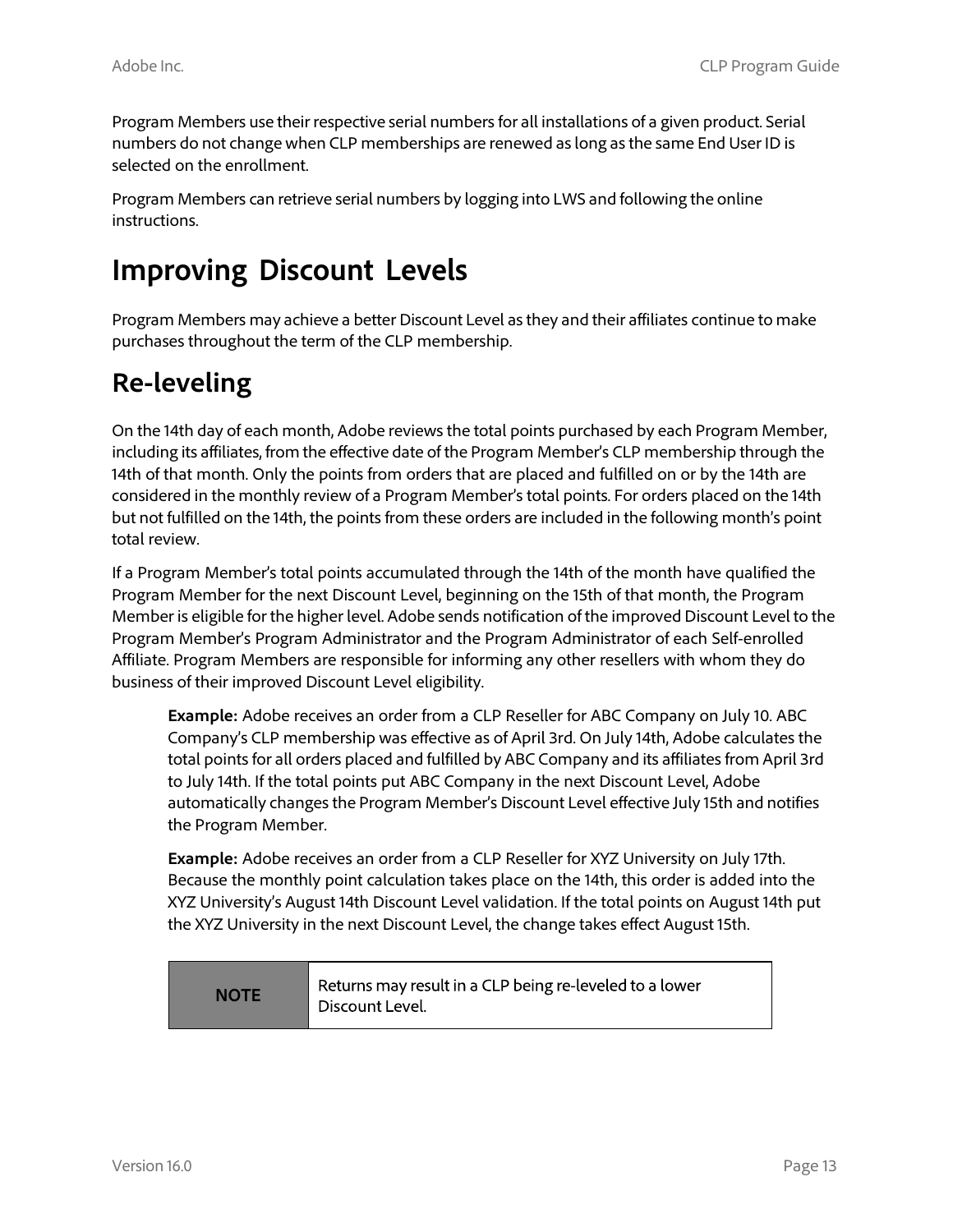Program Members use their respective serial numbers for all installations of a given product. Serial numbers do not change when CLP memberships are renewed as long as the same End User ID is selected on the enrollment.

Program Members can retrieve serial numbers by logging into LWS and following the online instructions.

# Improving Discount Levels

Program Members may achieve a better Discount Level as they and their affiliates continue to make purchases throughout the term of the CLP membership.

## Re-leveling

On the 14th day of each month, Adobe reviews the total points purchased by each Program Member, including its affiliates, from the effective date of the Program Member's CLP membership through the 14th of that month. Only the points from orders that are placed and fulfilled on or by the 14th are considered in the monthly review of a Program Member's total points. For orders placed on the 14th but not fulfilled on the 14th, the points from these orders are included in the following month's point total review.

If a Program Member's total points accumulated through the 14th of the month have qualified the Program Member for the next Discount Level, beginning on the 15th of that month, the Program Member is eligible for the higher level. Adobe sends notification of the improved Discount Level to the Program Member's Program Administrator and the Program Administrator of each Self-enrolled Affiliate. Program Members are responsible for informing any other resellers with whom they do business of their improved Discount Level eligibility.

> **Example:** Adobe receives an order from a CLP Reseller for ABC Company on July 10. ABC Company's CLP membership was effective as of April 3rd. On July 14th, Adobe calculates the total points for all orders placed and fulfilled by ABC Company and its affiliates from April 3rd to July 14th. If the total points put ABC Company in the next Discount Level, Adobe automatically changes the Program Member's Discount Level effective July 15th and notifies the Program Member.
>
> **Example:** Adobe receives an order from a CLP Reseller for XYZ University on July 17th. Because the monthly point calculation takes place on the 14th, this order is added into the XYZ University's August 14th Discount Level validation. If the total points on August 14th put the XYZ University in the next Discount Level, the change takes effect August 15th.

| NOTE | Returns may result in a CLP being re-leveled to a lower Discount Level. |
|---|---|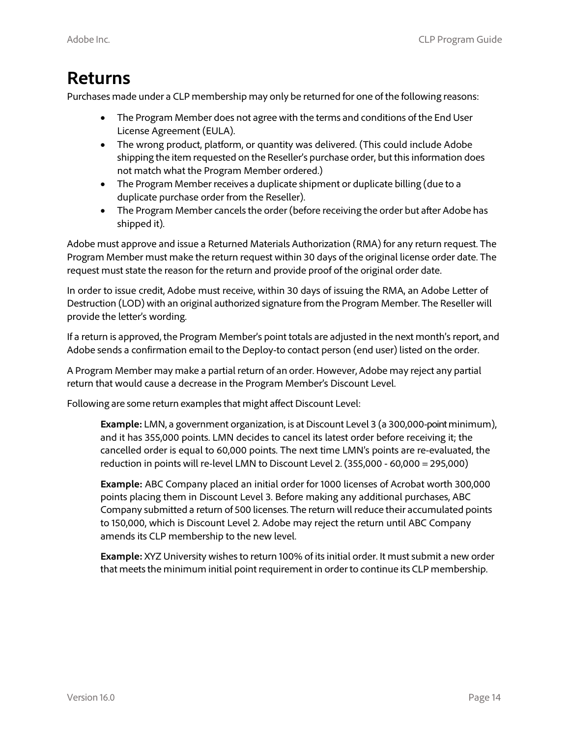# Returns

Purchases made under a CLP membership may only be returned for one of the following reasons:

- The Program Member does not agree with the terms and conditions of the End User License Agreement (EULA).
- The wrong product, platform, or quantity was delivered. (This could include Adobe shipping the item requested on the Reseller's purchase order, but this information does not match what the Program Member ordered.)
- The Program Member receives a duplicate shipment or duplicate billing (due to a duplicate purchase order from the Reseller).
- The Program Member cancels the order (before receiving the order but after Adobe has shipped it).

Adobe must approve and issue a Returned Materials Authorization (RMA) for any return request. The Program Member must make the return request within 30 days of the original license order date. The request must state the reason for the return and provide proof of the original order date.

In order to issue credit, Adobe must receive, within 30 days of issuing the RMA, an Adobe Letter of Destruction (LOD) with an original authorized signature from the Program Member. The Reseller will provide the letter's wording.

If a return is approved, the Program Member's point totals are adjusted in the next month's report, and Adobe sends a confirmation email to the Deploy-to contact person (end user) listed on the order.

A Program Member may make a partial return of an order. However, Adobe may reject any partial return that would cause a decrease in the Program Member's Discount Level.

Following are some return examples that might affect Discount Level:

> **Example:** LMN, a government organization, is at Discount Level 3 (a 300,000-point minimum), and it has 355,000 points. LMN decides to cancel its latest order before receiving it; the cancelled order is equal to 60,000 points. The next time LMN's points are re-evaluated, the reduction in points will re-level LMN to Discount Level 2. (355,000 - 60,000 = 295,000)
>
> **Example:** ABC Company placed an initial order for 1000 licenses of Acrobat worth 300,000 points placing them in Discount Level 3. Before making any additional purchases, ABC Company submitted a return of 500 licenses. The return will reduce their accumulated points to 150,000, which is Discount Level 2. Adobe may reject the return until ABC Company amends its CLP membership to the new level.
>
> **Example:** XYZ University wishes to return 100% of its initial order. It must submit a new order that meets the minimum initial point requirement in order to continue its CLP membership.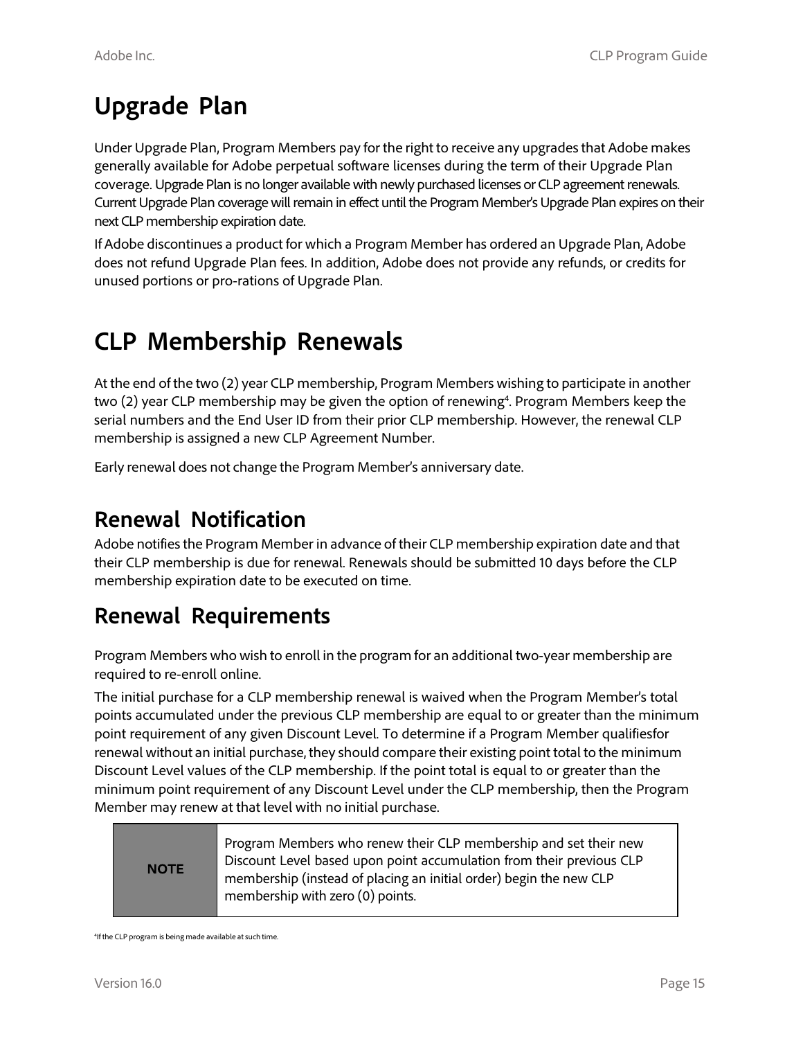# Upgrade Plan

Under Upgrade Plan, Program Members pay for the right to receive any upgrades that Adobe makes generally available for Adobe perpetual software licenses during the term of their Upgrade Plan coverage. Upgrade Plan is no longer available with newly purchased licenses or CLP agreement renewals. Current Upgrade Plan coverage will remain in effect until the Program Member's Upgrade Plan expires on their next CLP membership expiration date.

If Adobe discontinues a product for which a Program Member has ordered an Upgrade Plan, Adobe does not refund Upgrade Plan fees. In addition, Adobe does not provide any refunds, or credits for unused portions or pro-rations of Upgrade Plan.

# CLP Membership Renewals

At the end of the two (2) year CLP membership, Program Members wishing to participate in another two (2) year CLP membership may be given the option of renewing[4]. Program Members keep the serial numbers and the End User ID from their prior CLP membership. However, the renewal CLP membership is assigned a new CLP Agreement Number.

Early renewal does not change the Program Member's anniversary date.

## Renewal Notification

Adobe notifies the Program Member in advance of their CLP membership expiration date and that their CLP membership is due for renewal. Renewals should be submitted 10 days before the CLP membership expiration date to be executed on time.

## Renewal Requirements

Program Members who wish to enroll in the program for an additional two-year membership are required to re-enroll online.

The initial purchase for a CLP membership renewal is waived when the Program Member's total points accumulated under the previous CLP membership are equal to or greater than the minimum point requirement of any given Discount Level. To determine if a Program Member qualifiesfor renewal without an initial purchase, they should compare their existing point total to the minimum Discount Level values of the CLP membership. If the point total is equal to or greater than the minimum point requirement of any Discount Level under the CLP membership, then the Program Member may renew at that level with no initial purchase.

| **NOTE** | Program Members who renew their CLP membership and set their new Discount Level based upon point accumulation from their previous CLP membership (instead of placing an initial order) begin the new CLP membership with zero (0) points. |
|---|---|

[4]If the CLP program is being made available at such time.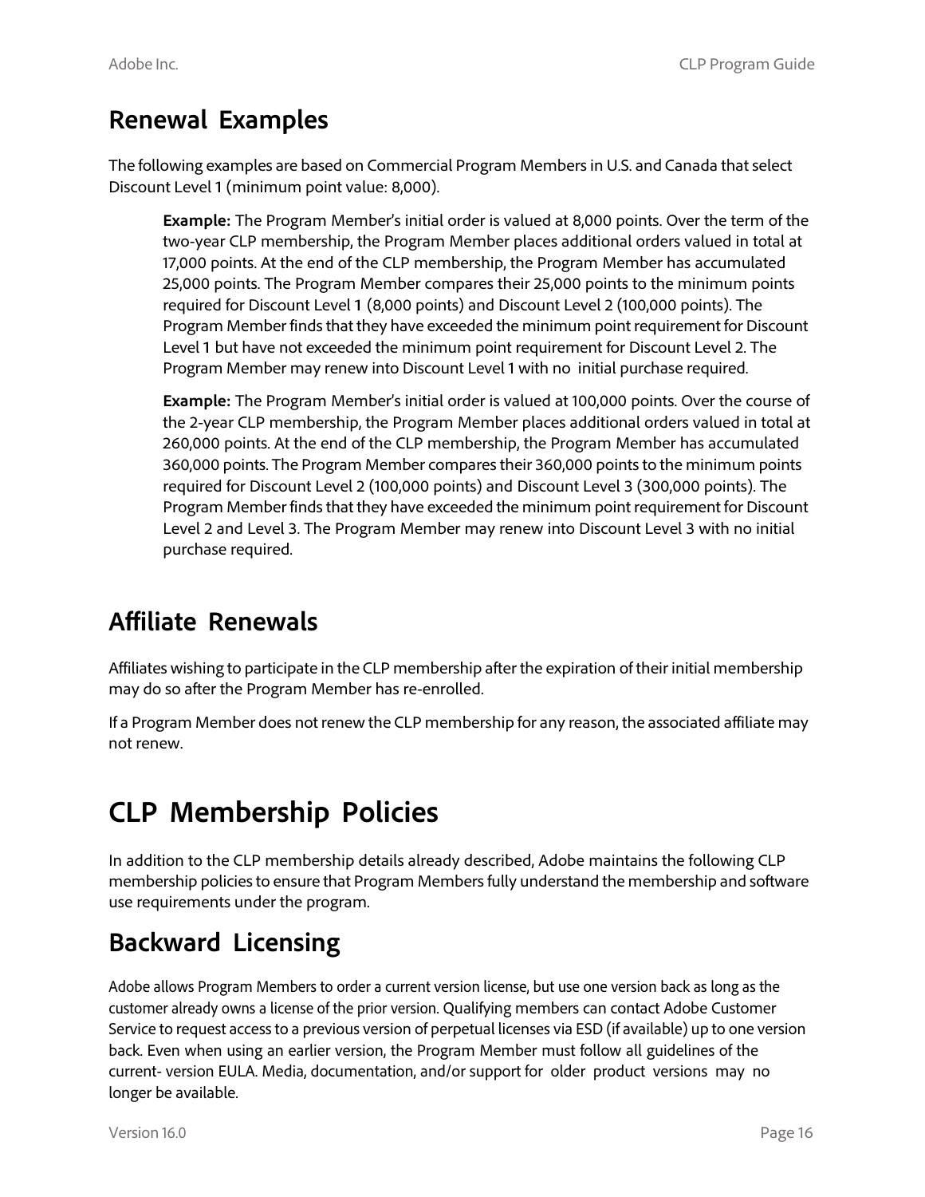## Renewal Examples

The following examples are based on Commercial Program Members in U.S. and Canada that select Discount Level 1 (minimum point value: 8,000).

> **Example:** The Program Member's initial order is valued at 8,000 points. Over the term of the two-year CLP membership, the Program Member places additional orders valued in total at 17,000 points. At the end of the CLP membership, the Program Member has accumulated 25,000 points. The Program Member compares their 25,000 points to the minimum points required for Discount Level 1 (8,000 points) and Discount Level 2 (100,000 points). The Program Member finds that they have exceeded the minimum point requirement for Discount Level 1 but have not exceeded the minimum point requirement for Discount Level 2. The Program Member may renew into Discount Level 1 with no initial purchase required.

> **Example:** The Program Member's initial order is valued at 100,000 points. Over the course of the 2-year CLP membership, the Program Member places additional orders valued in total at 260,000 points. At the end of the CLP membership, the Program Member has accumulated 360,000 points. The Program Member compares their 360,000 points to the minimum points required for Discount Level 2 (100,000 points) and Discount Level 3 (300,000 points). The Program Member finds that they have exceeded the minimum point requirement for Discount Level 2 and Level 3. The Program Member may renew into Discount Level 3 with no initial purchase required.

## Affiliate Renewals

Affiliates wishing to participate in the CLP membership after the expiration of their initial membership may do so after the Program Member has re-enrolled.

If a Program Member does not renew the CLP membership for any reason, the associated affiliate may not renew.

# CLP Membership Policies

In addition to the CLP membership details already described, Adobe maintains the following CLP membership policies to ensure that Program Members fully understand the membership and software use requirements under the program.

## Backward Licensing

Adobe allows Program Members to order a current version license, but use one version back as long as the customer already owns a license of the prior version. Qualifying members can contact Adobe Customer Service to request access to a previous version of perpetual licenses via ESD (if available) up to one version back. Even when using an earlier version, the Program Member must follow all guidelines of the current- version EULA. Media, documentation, and/or support for older product versions may no longer be available.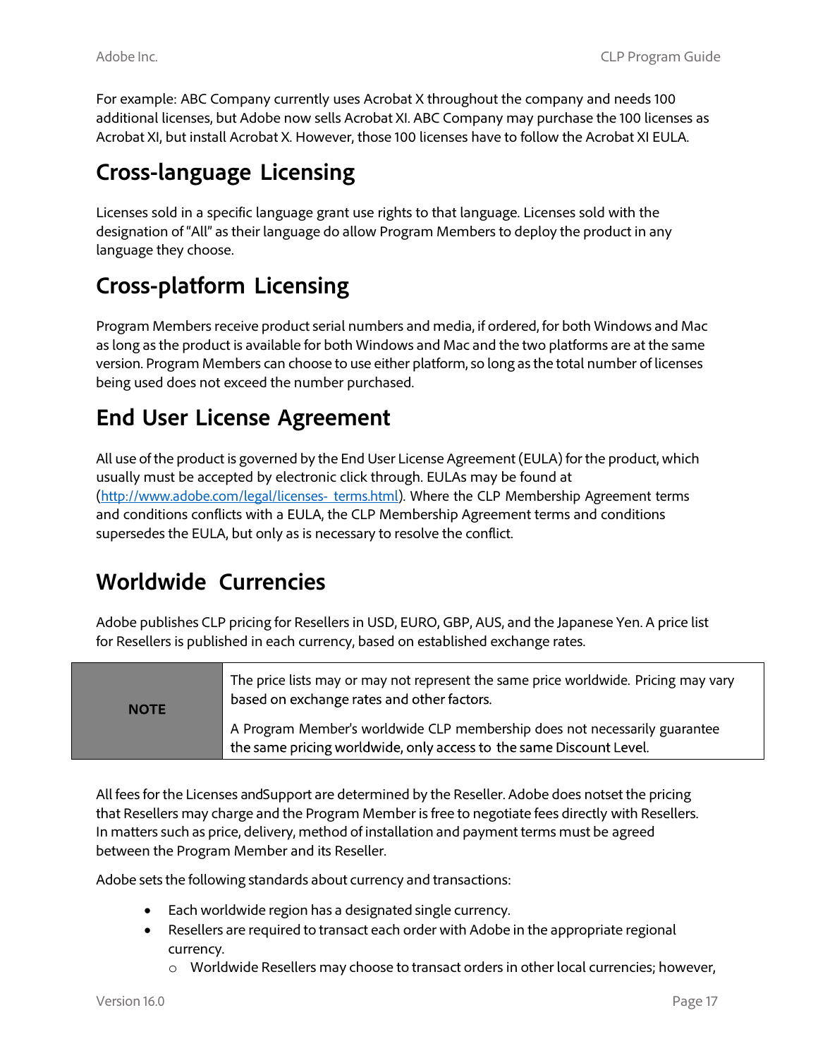For example: ABC Company currently uses Acrobat X throughout the company and needs 100 additional licenses, but Adobe now sells Acrobat XI. ABC Company may purchase the 100 licenses as Acrobat XI, but install Acrobat X. However, those 100 licenses have to follow the Acrobat XI EULA.

## Cross-language Licensing

Licenses sold in a specific language grant use rights to that language. Licenses sold with the designation of "All" as their language do allow Program Members to deploy the product in any language they choose.

## Cross-platform Licensing

Program Members receive product serial numbers and media, if ordered, for both Windows and Mac as long as the product is available for both Windows and Mac and the two platforms are at the same version. Program Members can choose to use either platform, so long as the total number of licenses being used does not exceed the number purchased.

## End User License Agreement

All use of the product is governed by the End User License Agreement (EULA) for the product, which usually must be accepted by electronic click through. EULAs may be found at (http://www.adobe.com/legal/licenses- terms.html). Where the CLP Membership Agreement terms and conditions conflicts with a EULA, the CLP Membership Agreement terms and conditions supersedes the EULA, but only as is necessary to resolve the conflict.

## Worldwide Currencies

Adobe publishes CLP pricing for Resellers in USD, EURO, GBP, AUS, and the Japanese Yen. A price list for Resellers is published in each currency, based on established exchange rates.

| NOTE | The price lists may or may not represent the same price worldwide. Pricing may vary based on exchange rates and other factors.<br><br>A Program Member's worldwide CLP membership does not necessarily guarantee the same pricing worldwide, only access to the same Discount Level. |
|---|---|

All fees for the Licenses andSupport are determined by the Reseller. Adobe does notset the pricing that Resellers may charge and the Program Member is free to negotiate fees directly with Resellers. In matters such as price, delivery, method of installation and payment terms must be agreed between the Program Member and its Reseller.

Adobe sets the following standards about currency and transactions:

- Each worldwide region has a designated single currency.
- Resellers are required to transact each order with Adobe in the appropriate regional currency.
  - Worldwide Resellers may choose to transact orders in other local currencies; however,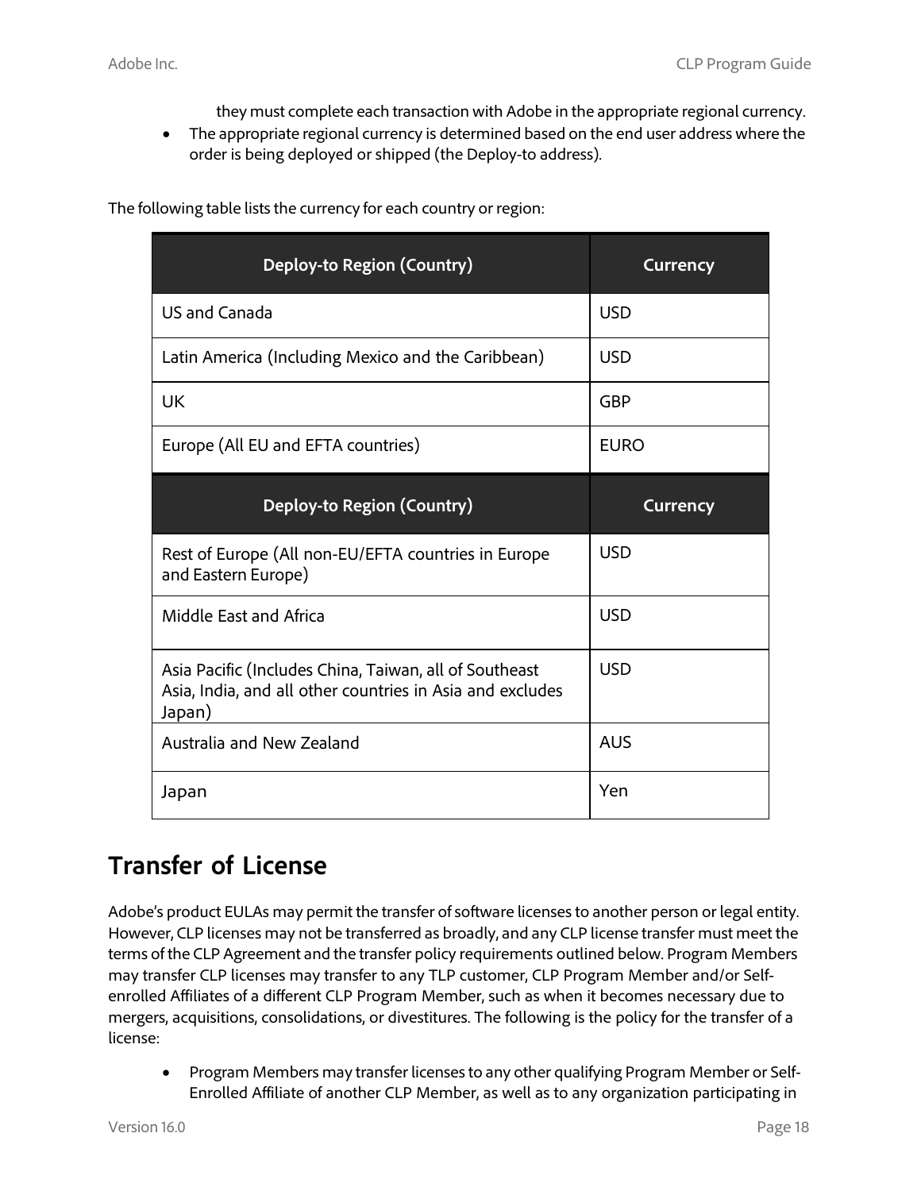they must complete each transaction with Adobe in the appropriate regional currency.
- The appropriate regional currency is determined based on the end user address where the order is being deployed or shipped (the Deploy-to address).

The following table lists the currency for each country or region:

| Deploy-to Region (Country) | Currency |
|---|---|
| US and Canada | USD |
| Latin America (Including Mexico and the Caribbean) | USD |
| UK | GBP |
| Europe (All EU and EFTA countries) | EURO |
| Rest of Europe (All non-EU/EFTA countries in Europe and Eastern Europe) | USD |
| Middle East and Africa | USD |
| Asia Pacific (Includes China, Taiwan, all of Southeast Asia, India, and all other countries in Asia and excludes Japan) | USD |
| Australia and New Zealand | AUS |
| Japan | Yen |

## Transfer of License

Adobe's product EULAs may permit the transfer of software licenses to another person or legal entity. However, CLP licenses may not be transferred as broadly, and any CLP license transfer must meet the terms of the CLP Agreement and the transfer policy requirements outlined below. Program Members may transfer CLP licenses may transfer to any TLP customer, CLP Program Member and/or Self-enrolled Affiliates of a different CLP Program Member, such as when it becomes necessary due to mergers, acquisitions, consolidations, or divestitures. The following is the policy for the transfer of a license:

- Program Members may transfer licenses to any other qualifying Program Member or Self-Enrolled Affiliate of another CLP Member, as well as to any organization participating in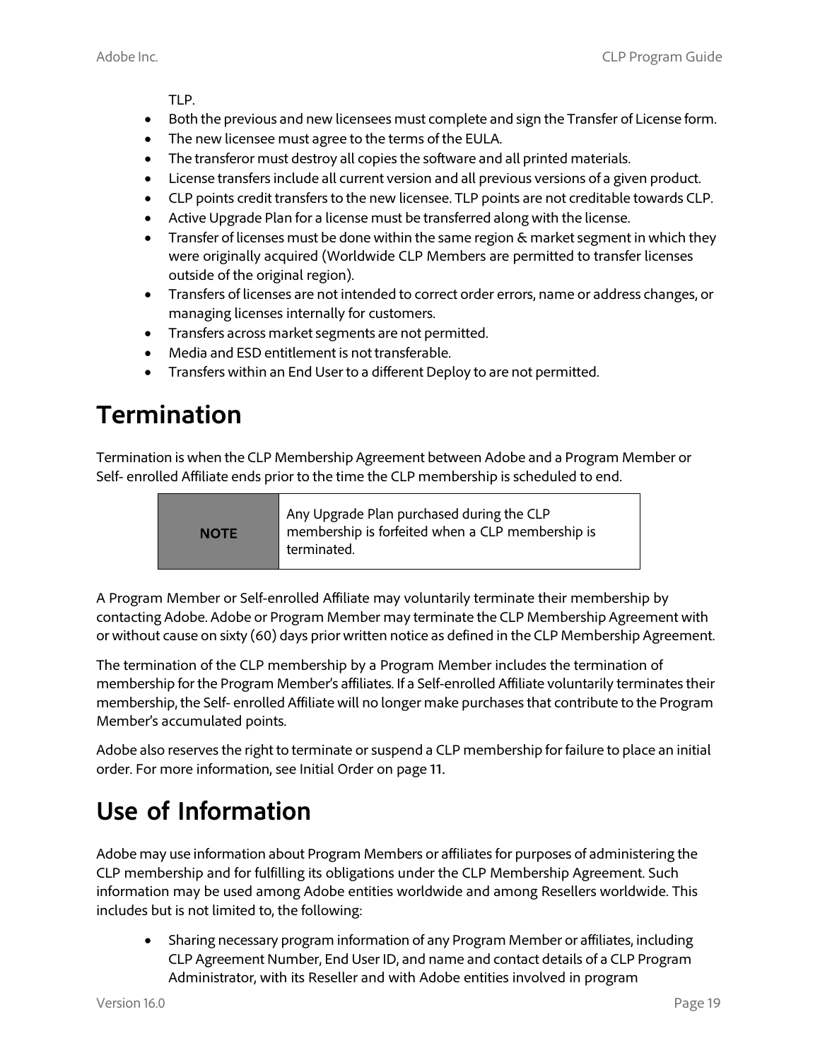TLP.

- Both the previous and new licensees must complete and sign the Transfer of License form.
- The new licensee must agree to the terms of the EULA.
- The transferor must destroy all copies the software and all printed materials.
- License transfers include all current version and all previous versions of a given product.
- CLP points credit transfers to the new licensee. TLP points are not creditable towards CLP.
- Active Upgrade Plan for a license must be transferred along with the license.
- Transfer of licenses must be done within the same region & market segment in which they were originally acquired (Worldwide CLP Members are permitted to transfer licenses outside of the original region).
- Transfers of licenses are not intended to correct order errors, name or address changes, or managing licenses internally for customers.
- Transfers across market segments are not permitted.
- Media and ESD entitlement is not transferable.
- Transfers within an End User to a different Deploy to are not permitted.

# Termination

Termination is when the CLP Membership Agreement between Adobe and a Program Member or Self- enrolled Affiliate ends prior to the time the CLP membership is scheduled to end.

| NOTE | Any Upgrade Plan purchased during the CLP membership is forfeited when a CLP membership is terminated. |
|---|---|

A Program Member or Self-enrolled Affiliate may voluntarily terminate their membership by contacting Adobe. Adobe or Program Member may terminate the CLP Membership Agreement with or without cause on sixty (60) days prior written notice as defined in the CLP Membership Agreement.

The termination of the CLP membership by a Program Member includes the termination of membership for the Program Member's affiliates. If a Self-enrolled Affiliate voluntarily terminates their membership, the Self- enrolled Affiliate will no longer make purchases that contribute to the Program Member's accumulated points.

Adobe also reserves the right to terminate or suspend a CLP membership for failure to place an initial order. For more information, see Initial Order on page 11.

# Use of Information

Adobe may use information about Program Members or affiliates for purposes of administering the CLP membership and for fulfilling its obligations under the CLP Membership Agreement. Such information may be used among Adobe entities worldwide and among Resellers worldwide. This includes but is not limited to, the following:

- Sharing necessary program information of any Program Member or affiliates, including CLP Agreement Number, End User ID, and name and contact details of a CLP Program Administrator, with its Reseller and with Adobe entities involved in program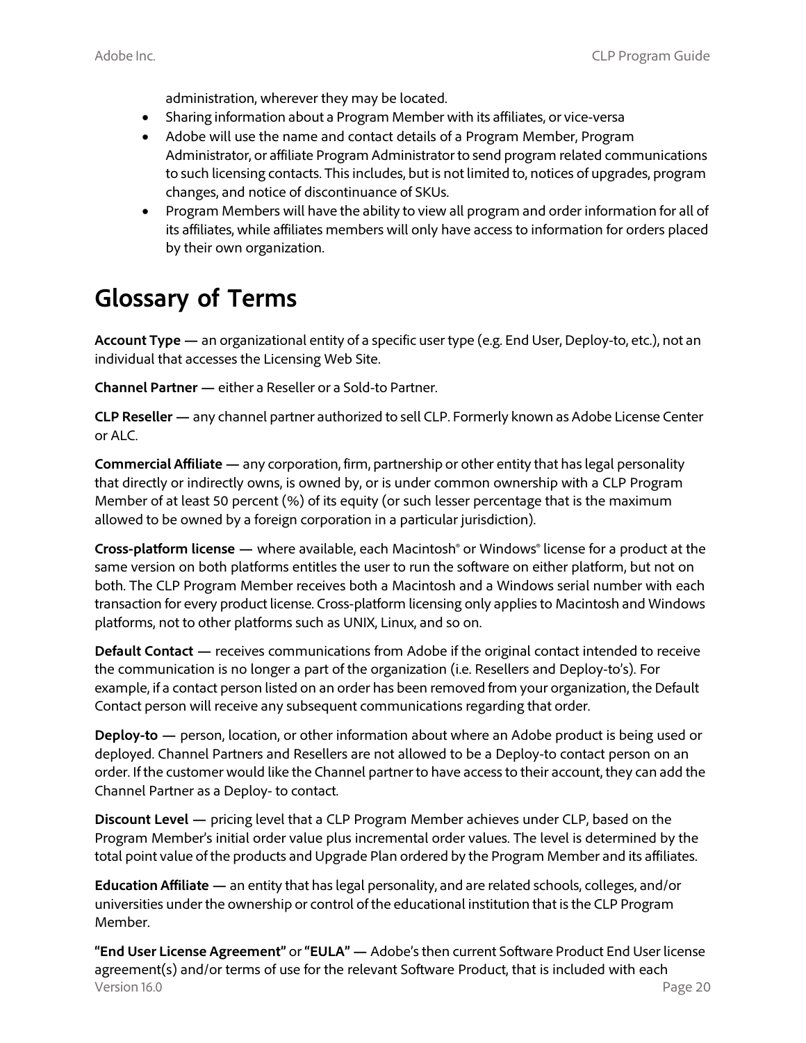administration, wherever they may be located.

- Sharing information about a Program Member with its affiliates, or vice-versa
- Adobe will use the name and contact details of a Program Member, Program Administrator, or affiliate Program Administrator to send program related communications to such licensing contacts. This includes, but is not limited to, notices of upgrades, program changes, and notice of discontinuance of SKUs.
- Program Members will have the ability to view all program and order information for all of its affiliates, while affiliates members will only have access to information for orders placed by their own organization.

# Glossary of Terms

**Account Type —** an organizational entity of a specific user type (e.g. End User, Deploy-to, etc.), not an individual that accesses the Licensing Web Site.

**Channel Partner —** either a Reseller or a Sold-to Partner.

**CLP Reseller —** any channel partner authorized to sell CLP. Formerly known as Adobe License Center or ALC.

**Commercial Affiliate —** any corporation, firm, partnership or other entity that has legal personality that directly or indirectly owns, is owned by, or is under common ownership with a CLP Program Member of at least 50 percent (%) of its equity (or such lesser percentage that is the maximum allowed to be owned by a foreign corporation in a particular jurisdiction).

**Cross-platform license —** where available, each Macintosh® or Windows® license for a product at the same version on both platforms entitles the user to run the software on either platform, but not on both. The CLP Program Member receives both a Macintosh and a Windows serial number with each transaction for every product license. Cross-platform licensing only applies to Macintosh and Windows platforms, not to other platforms such as UNIX, Linux, and so on.

**Default Contact —** receives communications from Adobe if the original contact intended to receive the communication is no longer a part of the organization (i.e. Resellers and Deploy-to's). For example, if a contact person listed on an order has been removed from your organization, the Default Contact person will receive any subsequent communications regarding that order.

**Deploy-to —** person, location, or other information about where an Adobe product is being used or deployed. Channel Partners and Resellers are not allowed to be a Deploy-to contact person on an order. If the customer would like the Channel partner to have access to their account, they can add the Channel Partner as a Deploy- to contact.

**Discount Level —** pricing level that a CLP Program Member achieves under CLP, based on the Program Member's initial order value plus incremental order values. The level is determined by the total point value of the products and Upgrade Plan ordered by the Program Member and its affiliates.

**Education Affiliate —** an entity that has legal personality, and are related schools, colleges, and/or universities under the ownership or control of the educational institution that is the CLP Program Member.

**"End User License Agreement"** or **"EULA" —** Adobe's then current Software Product End User license agreement(s) and/or terms of use for the relevant Software Product, that is included with each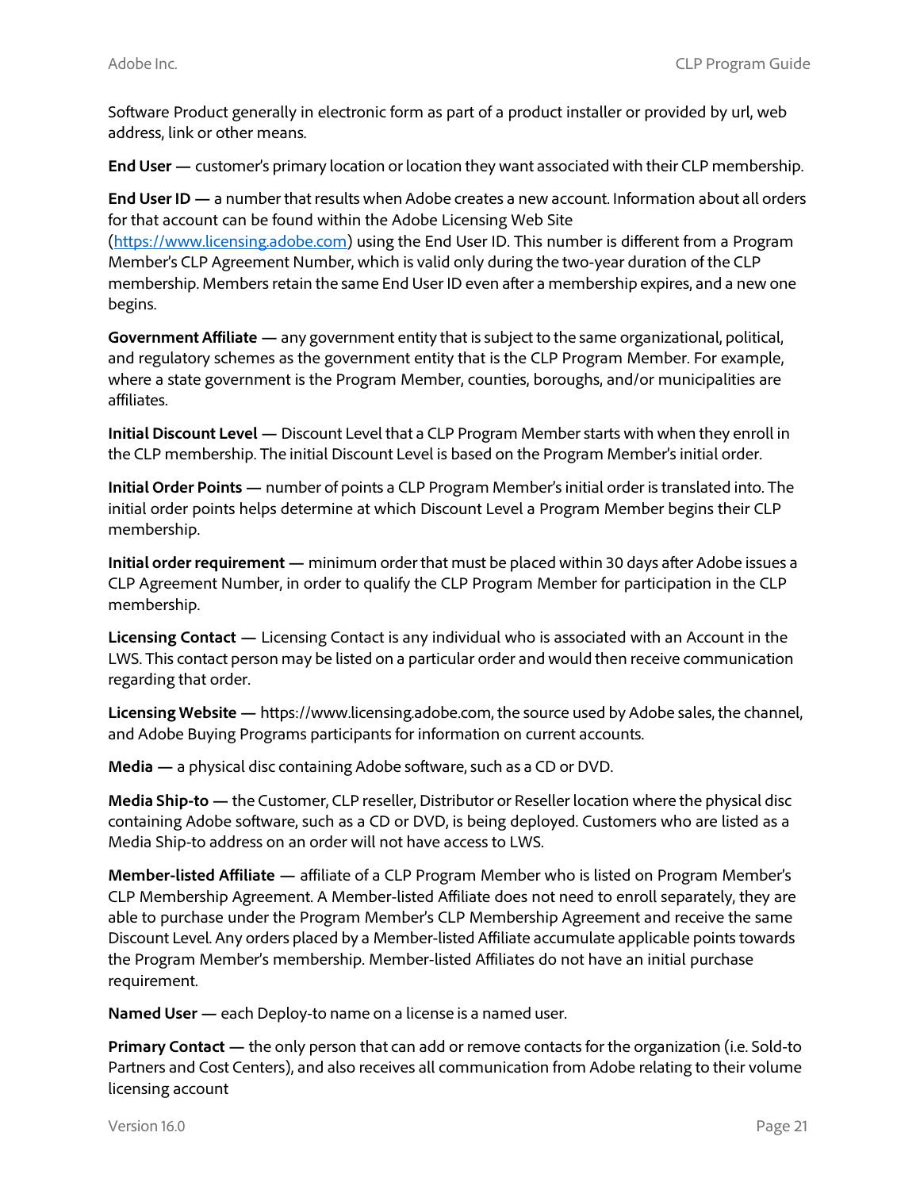Software Product generally in electronic form as part of a product installer or provided by url, web address, link or other means.

**End User —** customer's primary location or location they want associated with their CLP membership.

**End User ID —** a number that results when Adobe creates a new account. Information about all orders for that account can be found within the Adobe Licensing Web Site ([https://www.licensing.adobe.com](https://www.licensing.adobe.com)) using the End User ID. This number is different from a Program Member's CLP Agreement Number, which is valid only during the two-year duration of the CLP membership. Members retain the same End User ID even after a membership expires, and a new one begins.

**Government Affiliate —** any government entity that is subject to the same organizational, political, and regulatory schemes as the government entity that is the CLP Program Member. For example, where a state government is the Program Member, counties, boroughs, and/or municipalities are affiliates.

**Initial Discount Level —** Discount Level that a CLP Program Member starts with when they enroll in the CLP membership. The initial Discount Level is based on the Program Member's initial order.

**Initial Order Points —** number of points a CLP Program Member's initial order is translated into. The initial order points helps determine at which Discount Level a Program Member begins their CLP membership.

**Initial order requirement —** minimum order that must be placed within 30 days after Adobe issues a CLP Agreement Number, in order to qualify the CLP Program Member for participation in the CLP membership.

**Licensing Contact —** Licensing Contact is any individual who is associated with an Account in the LWS. This contact person may be listed on a particular order and would then receive communication regarding that order.

**Licensing Website —** https://www.licensing.adobe.com, the source used by Adobe sales, the channel, and Adobe Buying Programs participants for information on current accounts.

**Media —** a physical disc containing Adobe software, such as a CD or DVD.

**Media Ship-to —** the Customer, CLP reseller, Distributor or Reseller location where the physical disc containing Adobe software, such as a CD or DVD, is being deployed. Customers who are listed as a Media Ship-to address on an order will not have access to LWS.

**Member-listed Affiliate —** affiliate of a CLP Program Member who is listed on Program Member's CLP Membership Agreement. A Member-listed Affiliate does not need to enroll separately, they are able to purchase under the Program Member's CLP Membership Agreement and receive the same Discount Level. Any orders placed by a Member-listed Affiliate accumulate applicable points towards the Program Member's membership. Member-listed Affiliates do not have an initial purchase requirement.

**Named User —** each Deploy-to name on a license is a named user.

**Primary Contact —** the only person that can add or remove contacts for the organization (i.e. Sold-to Partners and Cost Centers), and also receives all communication from Adobe relating to their volume licensing account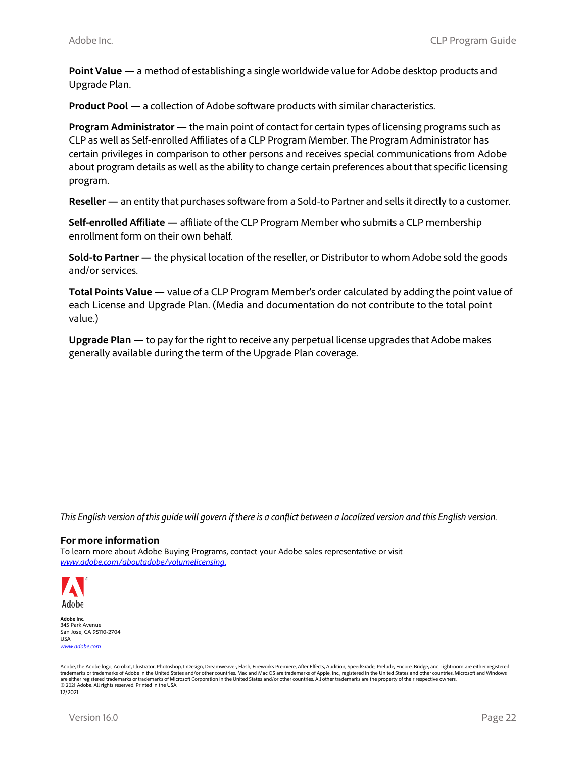**Point Value —** a method of establishing a single worldwide value for Adobe desktop products and Upgrade Plan.

**Product Pool —** a collection of Adobe software products with similar characteristics.

**Program Administrator —** the main point of contact for certain types of licensing programs such as CLP as well as Self-enrolled Affiliates of a CLP Program Member. The Program Administrator has certain privileges in comparison to other persons and receives special communications from Adobe about program details as well as the ability to change certain preferences about that specific licensing program.

**Reseller —** an entity that purchases software from a Sold-to Partner and sells it directly to a customer.

**Self-enrolled Affiliate —** affiliate of the CLP Program Member who submits a CLP membership enrollment form on their own behalf.

**Sold-to Partner —** the physical location of the reseller, or Distributor to whom Adobe sold the goods and/or services.

**Total Points Value —** value of a CLP Program Member's order calculated by adding the point value of each License and Upgrade Plan. (Media and documentation do not contribute to the total point value.)

**Upgrade Plan —** to pay for the right to receive any perpetual license upgrades that Adobe makes generally available during the term of the Upgrade Plan coverage.

*This English version of this guide will govern if there is a conflict between a localized version and this English version.*

### For more information

To learn more about Adobe Buying Programs, contact your Adobe sales representative or visit *www.adobe.com/aboutadobe/volumelicensing.*

Adobe

**Adobe Inc.**
345 Park Avenue
San Jose, CA 95110-2704
USA
*www.adobe.com*

Adobe, the Adobe logo, Acrobat, Illustrator, Photoshop, InDesign, Dreamweaver, Flash, Fireworks Premiere, After Effects, Audition, SpeedGrade, Prelude, Encore, Bridge, and Lightroom are either registered trademarks or trademarks of Adobe in the United States and/or other countries. Mac and Mac OS are trademarks of Apple, Inc., registered in the United States and other countries. Microsoft and Windows are either registered trademarks or trademarks of Microsoft Corporation in the United States and/or other countries. All other trademarks are the property of their respective owners.
© 2021 Adobe. All rights reserved. Printed in the USA.
12/2021